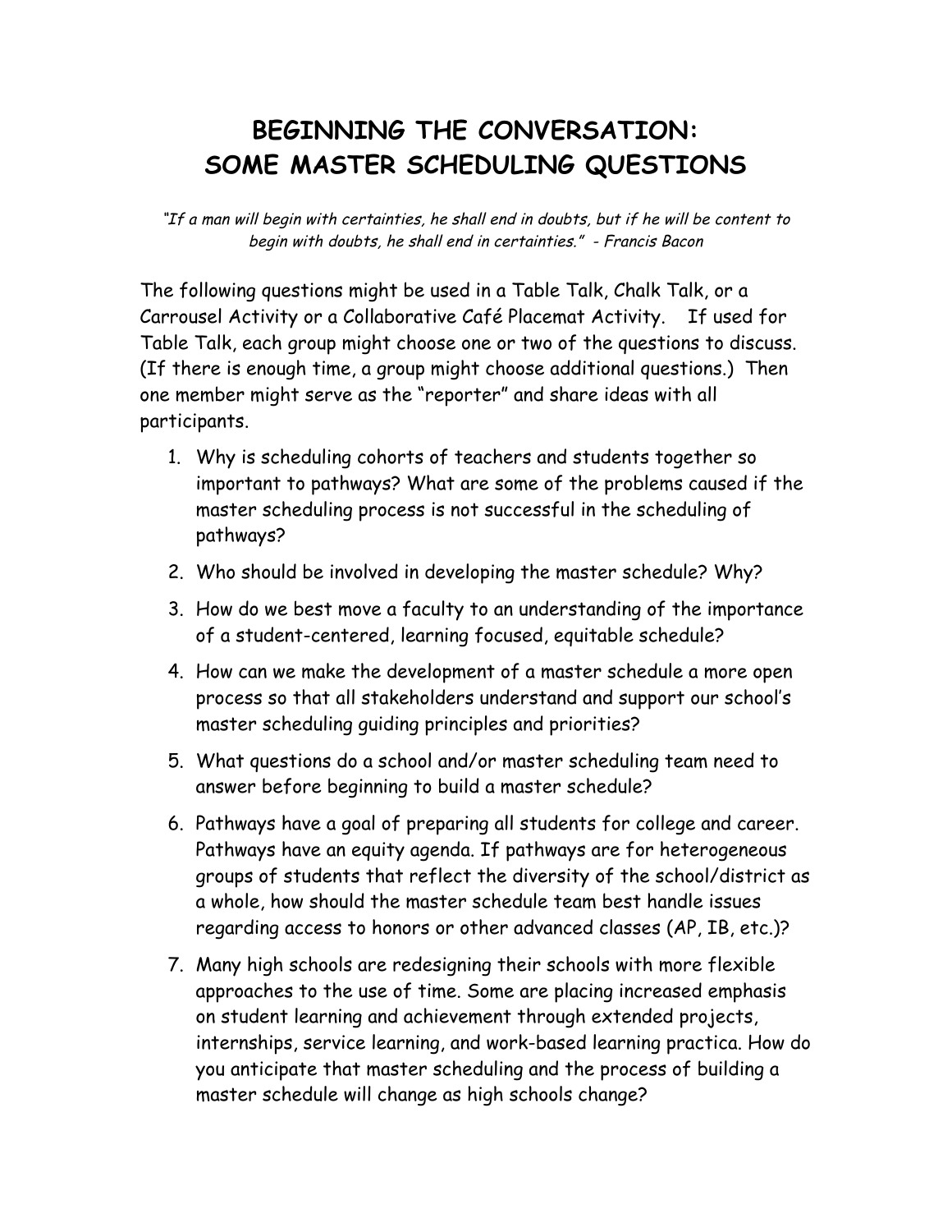# BEGINNING THE CONVERSATION: SOME MASTER SCHEDULING QUESTIONS

*"If a man will begin with certainties, he shall end in doubts, but if he will be content to begin with doubts, he shall end in certainties." - Francis Bacon*

The following questions might be used in a Table Talk, Chalk Talk, or a Carrousel Activity or a Collaborative Café Placemat Activity. If used for Table Talk, each group might choose one or two of the questions to discuss. (If there is enough time, a group might choose additional questions.) Then one member might serve as the "reporter" and share ideas with all participants.

1. Why is scheduling cohorts of teachers and students together so important to pathways? What are some of the problems caused if the master scheduling process is not successful in the scheduling of pathways?
2. Who should be involved in developing the master schedule? Why?
3. How do we best move a faculty to an understanding of the importance of a student-centered, learning focused, equitable schedule?
4. How can we make the development of a master schedule a more open process so that all stakeholders understand and support our school's master scheduling guiding principles and priorities?
5. What questions do a school and/or master scheduling team need to answer before beginning to build a master schedule?
6. Pathways have a goal of preparing all students for college and career. Pathways have an equity agenda. If pathways are for heterogeneous groups of students that reflect the diversity of the school/district as a whole, how should the master schedule team best handle issues regarding access to honors or other advanced classes (AP, IB, etc.)?
7. Many high schools are redesigning their schools with more flexible approaches to the use of time. Some are placing increased emphasis on student learning and achievement through extended projects, internships, service learning, and work-based learning practica. How do you anticipate that master scheduling and the process of building a master schedule will change as high schools change?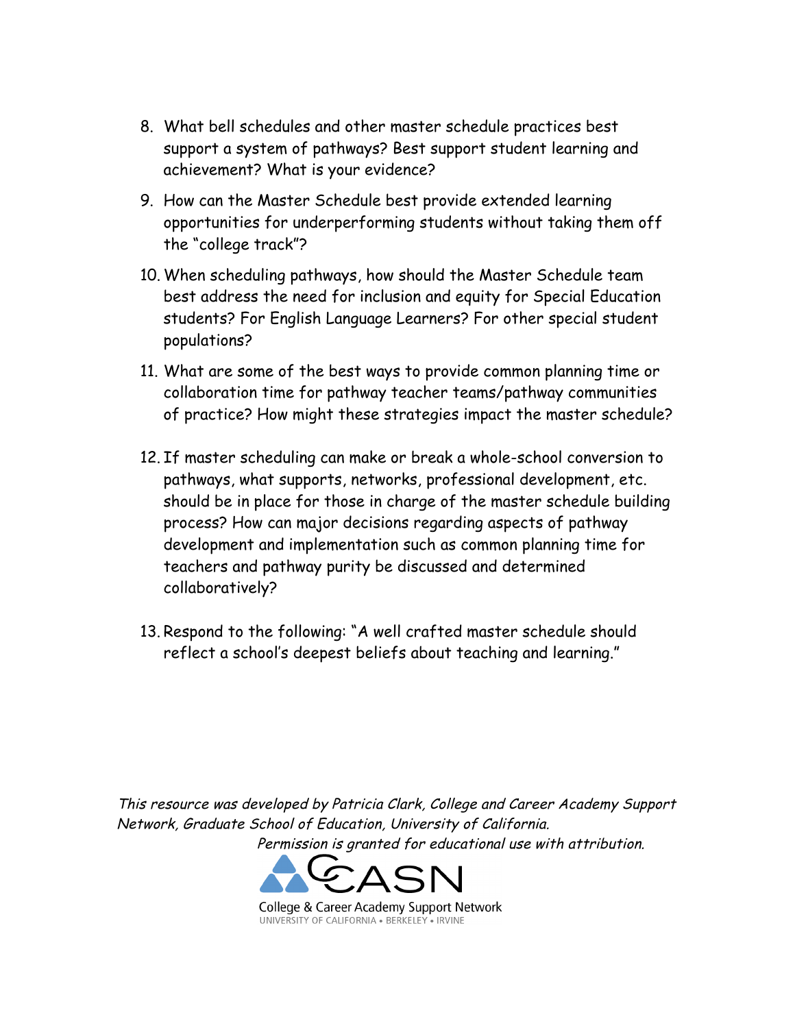8. What bell schedules and other master schedule practices best support a system of pathways? Best support student learning and achievement? What is your evidence?

9. How can the Master Schedule best provide extended learning opportunities for underperforming students without taking them off the "college track"?

10. When scheduling pathways, how should the Master Schedule team best address the need for inclusion and equity for Special Education students? For English Language Learners? For other special student populations?

11. What are some of the best ways to provide common planning time or collaboration time for pathway teacher teams/pathway communities of practice? How might these strategies impact the master schedule?

12. If master scheduling can make or break a whole-school conversion to pathways, what supports, networks, professional development, etc. should be in place for those in charge of the master schedule building process? How can major decisions regarding aspects of pathway development and implementation such as common planning time for teachers and pathway purity be discussed and determined collaboratively?

13. Respond to the following: "A well crafted master schedule should reflect a school's deepest beliefs about teaching and learning."

*This resource was developed by Patricia Clark, College and Career Academy Support Network, Graduate School of Education, University of California.*

*Permission is granted for educational use with attribution.*

CCASN

College & Career Academy Support Network
UNIVERSITY OF CALIFORNIA • BERKELEY • IRVINE